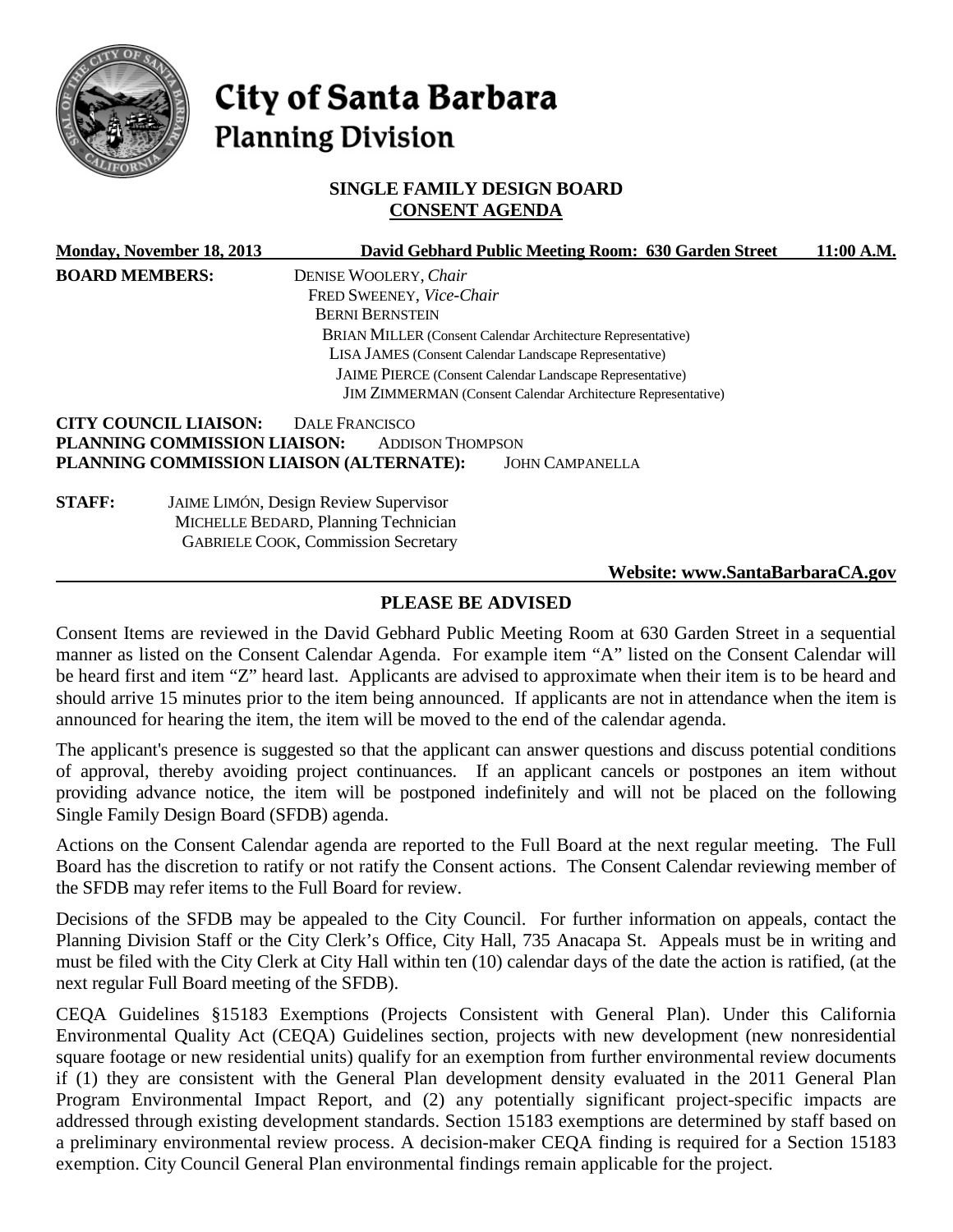# City of Santa Barbara
## Planning Division

### SINGLE FAMILY DESIGN BOARD
### CONSENT AGENDA

**Monday, November 18, 2013** **David Gebhard Public Meeting Room: 630 Garden Street** **11:00 A.M.**

**BOARD MEMBERS:**
DENISE WOOLERY, *Chair*
FRED SWEENEY, *Vice-Chair*
BERNI BERNSTEIN
BRIAN MILLER (Consent Calendar Architecture Representative)
LISA JAMES (Consent Calendar Landscape Representative)
JAIME PIERCE (Consent Calendar Landscape Representative)
JIM ZIMMERMAN (Consent Calendar Architecture Representative)

**CITY COUNCIL LIAISON:** DALE FRANCISCO
**PLANNING COMMISSION LIAISON:** ADDISON THOMPSON
**PLANNING COMMISSION LIAISON (ALTERNATE):** JOHN CAMPANELLA

**STAFF:**
JAIME LIMÓN, Design Review Supervisor
MICHELLE BEDARD, Planning Technician
GABRIELE COOK, Commission Secretary

**Website: www.SantaBarbaraCA.gov**

### PLEASE BE ADVISED

Consent Items are reviewed in the David Gebhard Public Meeting Room at 630 Garden Street in a sequential manner as listed on the Consent Calendar Agenda. For example item "A" listed on the Consent Calendar will be heard first and item "Z" heard last. Applicants are advised to approximate when their item is to be heard and should arrive 15 minutes prior to the item being announced. If applicants are not in attendance when the item is announced for hearing the item, the item will be moved to the end of the calendar agenda.

The applicant's presence is suggested so that the applicant can answer questions and discuss potential conditions of approval, thereby avoiding project continuances. If an applicant cancels or postpones an item without providing advance notice, the item will be postponed indefinitely and will not be placed on the following Single Family Design Board (SFDB) agenda.

Actions on the Consent Calendar agenda are reported to the Full Board at the next regular meeting. The Full Board has the discretion to ratify or not ratify the Consent actions. The Consent Calendar reviewing member of the SFDB may refer items to the Full Board for review.

Decisions of the SFDB may be appealed to the City Council. For further information on appeals, contact the Planning Division Staff or the City Clerk's Office, City Hall, 735 Anacapa St. Appeals must be in writing and must be filed with the City Clerk at City Hall within ten (10) calendar days of the date the action is ratified, (at the next regular Full Board meeting of the SFDB).

CEQA Guidelines §15183 Exemptions (Projects Consistent with General Plan). Under this California Environmental Quality Act (CEQA) Guidelines section, projects with new development (new nonresidential square footage or new residential units) qualify for an exemption from further environmental review documents if (1) they are consistent with the General Plan development density evaluated in the 2011 General Plan Program Environmental Impact Report, and (2) any potentially significant project-specific impacts are addressed through existing development standards. Section 15183 exemptions are determined by staff based on a preliminary environmental review process. A decision-maker CEQA finding is required for a Section 15183 exemption. City Council General Plan environmental findings remain applicable for the project.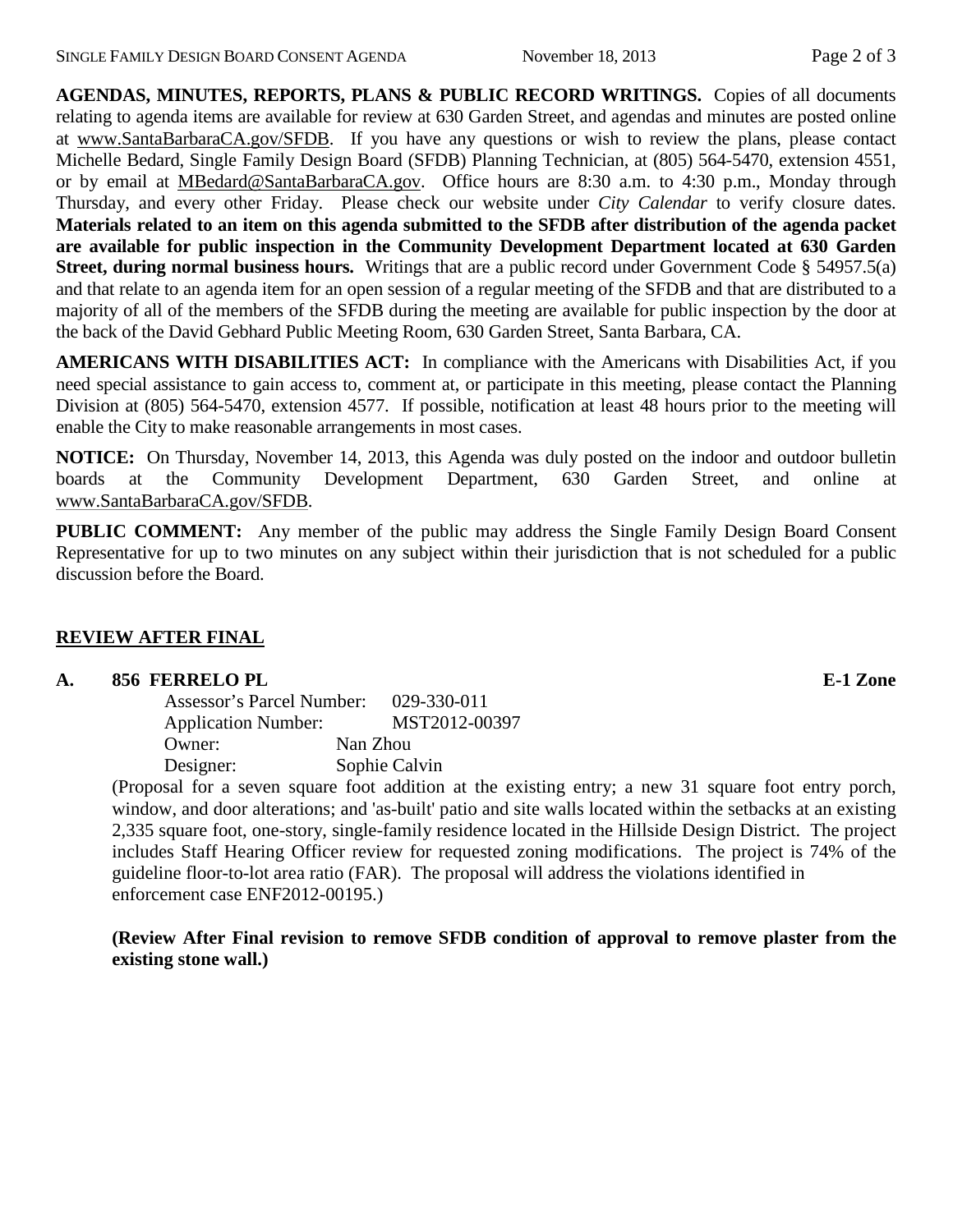**AGENDAS, MINUTES, REPORTS, PLANS & PUBLIC RECORD WRITINGS.** Copies of all documents relating to agenda items are available for review at 630 Garden Street, and agendas and minutes are posted online at www.SantaBarbaraCA.gov/SFDB. If you have any questions or wish to review the plans, please contact Michelle Bedard, Single Family Design Board (SFDB) Planning Technician, at (805) 564-5470, extension 4551, or by email at MBedard@SantaBarbaraCA.gov. Office hours are 8:30 a.m. to 4:30 p.m., Monday through Thursday, and every other Friday. Please check our website under *City Calendar* to verify closure dates. **Materials related to an item on this agenda submitted to the SFDB after distribution of the agenda packet are available for public inspection in the Community Development Department located at 630 Garden Street, during normal business hours.** Writings that are a public record under Government Code § 54957.5(a) and that relate to an agenda item for an open session of a regular meeting of the SFDB and that are distributed to a majority of all of the members of the SFDB during the meeting are available for public inspection by the door at the back of the David Gebhard Public Meeting Room, 630 Garden Street, Santa Barbara, CA.

**AMERICANS WITH DISABILITIES ACT:** In compliance with the Americans with Disabilities Act, if you need special assistance to gain access to, comment at, or participate in this meeting, please contact the Planning Division at (805) 564-5470, extension 4577. If possible, notification at least 48 hours prior to the meeting will enable the City to make reasonable arrangements in most cases.

**NOTICE:** On Thursday, November 14, 2013, this Agenda was duly posted on the indoor and outdoor bulletin boards at the Community Development Department, 630 Garden Street, and online at www.SantaBarbaraCA.gov/SFDB.

**PUBLIC COMMENT:** Any member of the public may address the Single Family Design Board Consent Representative for up to two minutes on any subject within their jurisdiction that is not scheduled for a public discussion before the Board.

## REVIEW AFTER FINAL

**A. 856 FERRELO PL** **E-1 Zone**

Assessor's Parcel Number: 029-330-011
Application Number: MST2012-00397
Owner: Nan Zhou
Designer: Sophie Calvin

(Proposal for a seven square foot addition at the existing entry; a new 31 square foot entry porch, window, and door alterations; and 'as-built' patio and site walls located within the setbacks at an existing 2,335 square foot, one-story, single-family residence located in the Hillside Design District. The project includes Staff Hearing Officer review for requested zoning modifications. The project is 74% of the guideline floor-to-lot area ratio (FAR). The proposal will address the violations identified in enforcement case ENF2012-00195.)

**(Review After Final revision to remove SFDB condition of approval to remove plaster from the existing stone wall.)**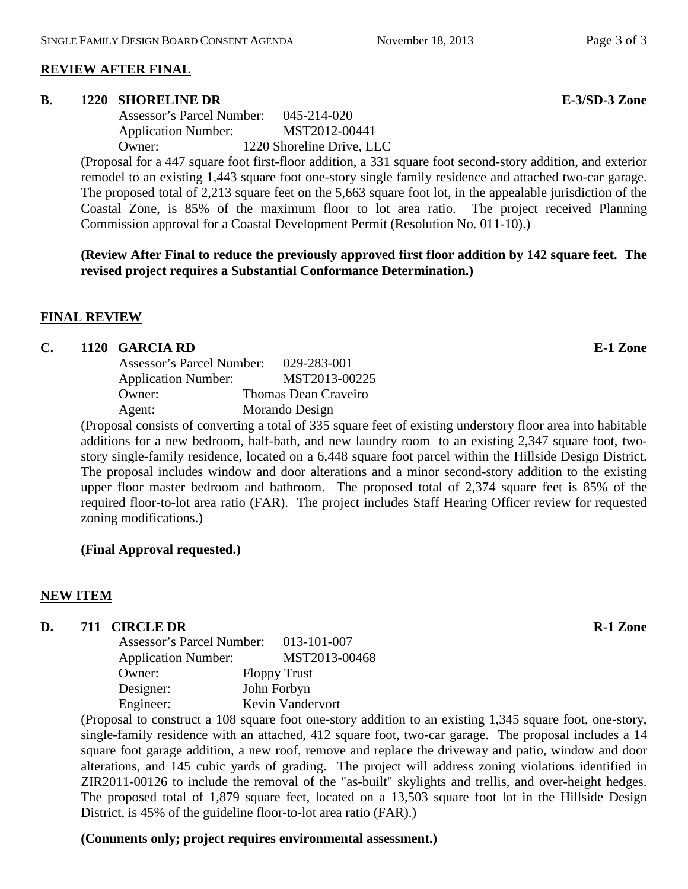## REVIEW AFTER FINAL

**B. 1220 SHORELINE DR** **E-3/SD-3 Zone**

Assessor's Parcel Number: 045-214-020
Application Number: MST2012-00441
Owner: 1220 Shoreline Drive, LLC

(Proposal for a 447 square foot first-floor addition, a 331 square foot second-story addition, and exterior remodel to an existing 1,443 square foot one-story single family residence and attached two-car garage. The proposed total of 2,213 square feet on the 5,663 square foot lot, in the appealable jurisdiction of the Coastal Zone, is 85% of the maximum floor to lot area ratio. The project received Planning Commission approval for a Coastal Development Permit (Resolution No. 011-10).)

**(Review After Final to reduce the previously approved first floor addition by 142 square feet. The revised project requires a Substantial Conformance Determination.)**

## FINAL REVIEW

**C. 1120 GARCIA RD** **E-1 Zone**

Assessor's Parcel Number: 029-283-001
Application Number: MST2013-00225
Owner: Thomas Dean Craveiro
Agent: Morando Design

(Proposal consists of converting a total of 335 square feet of existing understory floor area into habitable additions for a new bedroom, half-bath, and new laundry room to an existing 2,347 square foot, two-story single-family residence, located on a 6,448 square foot parcel within the Hillside Design District. The proposal includes window and door alterations and a minor second-story addition to the existing upper floor master bedroom and bathroom. The proposed total of 2,374 square feet is 85% of the required floor-to-lot area ratio (FAR). The project includes Staff Hearing Officer review for requested zoning modifications.)

**(Final Approval requested.)**

## NEW ITEM

**D. 711 CIRCLE DR** **R-1 Zone**

Assessor's Parcel Number: 013-101-007
Application Number: MST2013-00468
Owner: Floppy Trust
Designer: John Forbyn
Engineer: Kevin Vandervort

(Proposal to construct a 108 square foot one-story addition to an existing 1,345 square foot, one-story, single-family residence with an attached, 412 square foot, two-car garage. The proposal includes a 14 square foot garage addition, a new roof, remove and replace the driveway and patio, window and door alterations, and 145 cubic yards of grading. The project will address zoning violations identified in ZIR2011-00126 to include the removal of the "as-built" skylights and trellis, and over-height hedges. The proposed total of 1,879 square feet, located on a 13,503 square foot lot in the Hillside Design District, is 45% of the guideline floor-to-lot area ratio (FAR).)

**(Comments only; project requires environmental assessment.)**